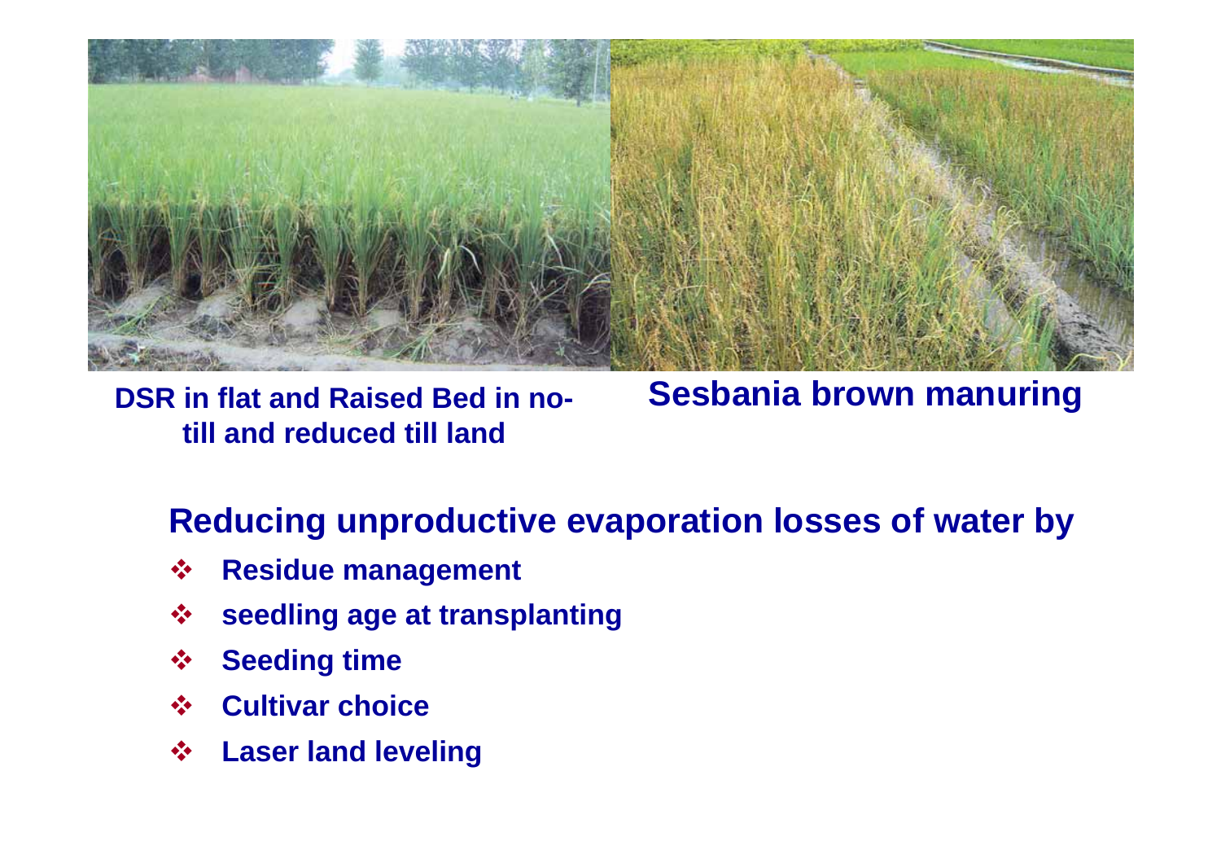DSR in flat and Raised Bed in no-till and reduced till land

Sesbania brown manuring

## Reducing unproductive evaporation losses of water by

- **Residue management**
- **seedling age at transplanting**
- **Seeding time**
- **Cultivar choice**
- **Laser land leveling**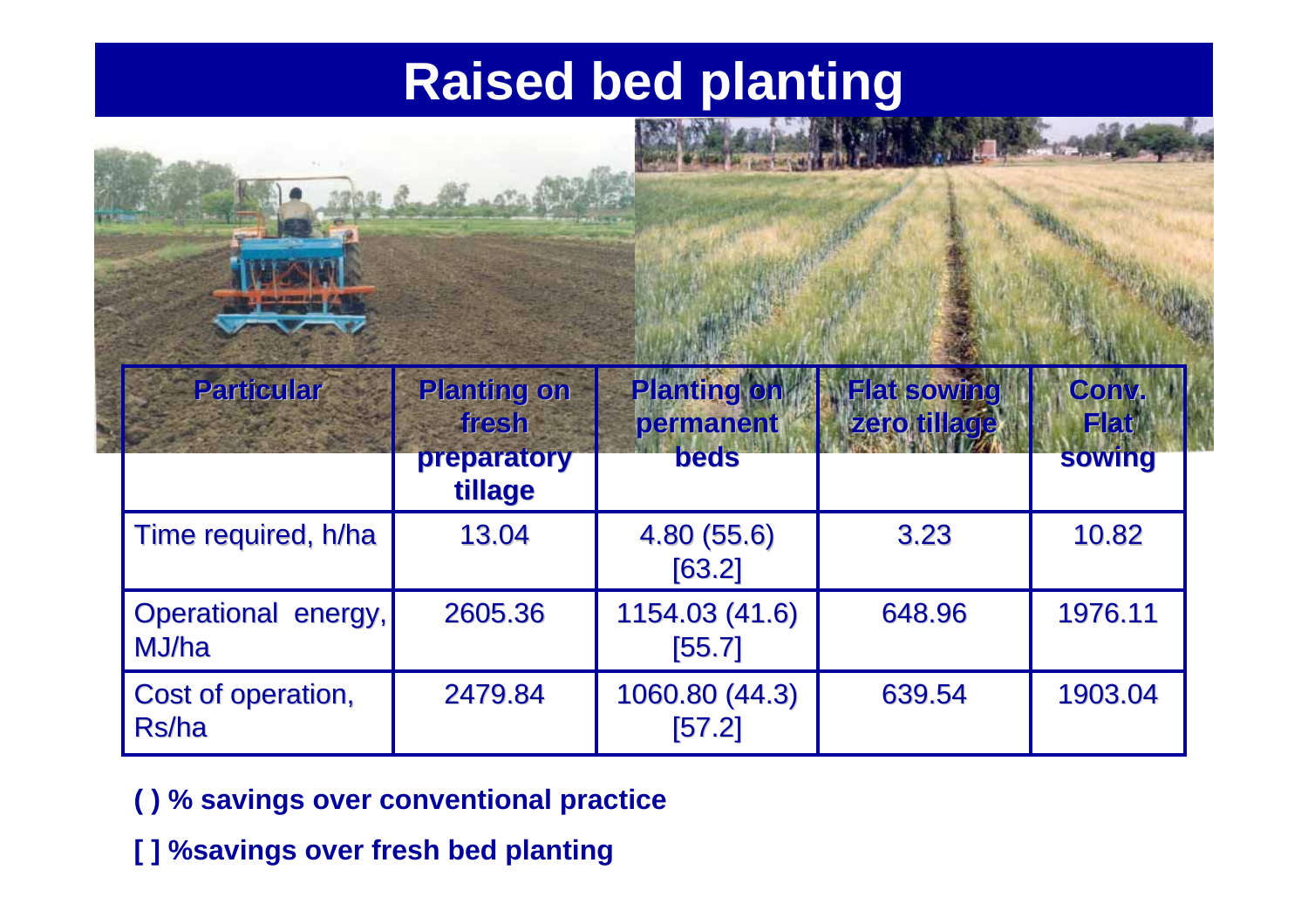# Raised bed planting

| Particular | Planting on fresh preparatory tillage | Planting on permanent beds | Flat sowing zero tillage | Conv. Flat sowing |
|---|---|---|---|---|
| Time required, h/ha | 13.04 | 4.80 (55.6) [63.2] | 3.23 | 10.82 |
| Operational energy, MJ/ha | 2605.36 | 1154.03 (41.6) [55.7] | 648.96 | 1976.11 |
| Cost of operation, Rs/ha | 2479.84 | 1060.80 (44.3) [57.2] | 639.54 | 1903.04 |

**( ) % savings over conventional practice**

**[ ] %savings over fresh bed planting**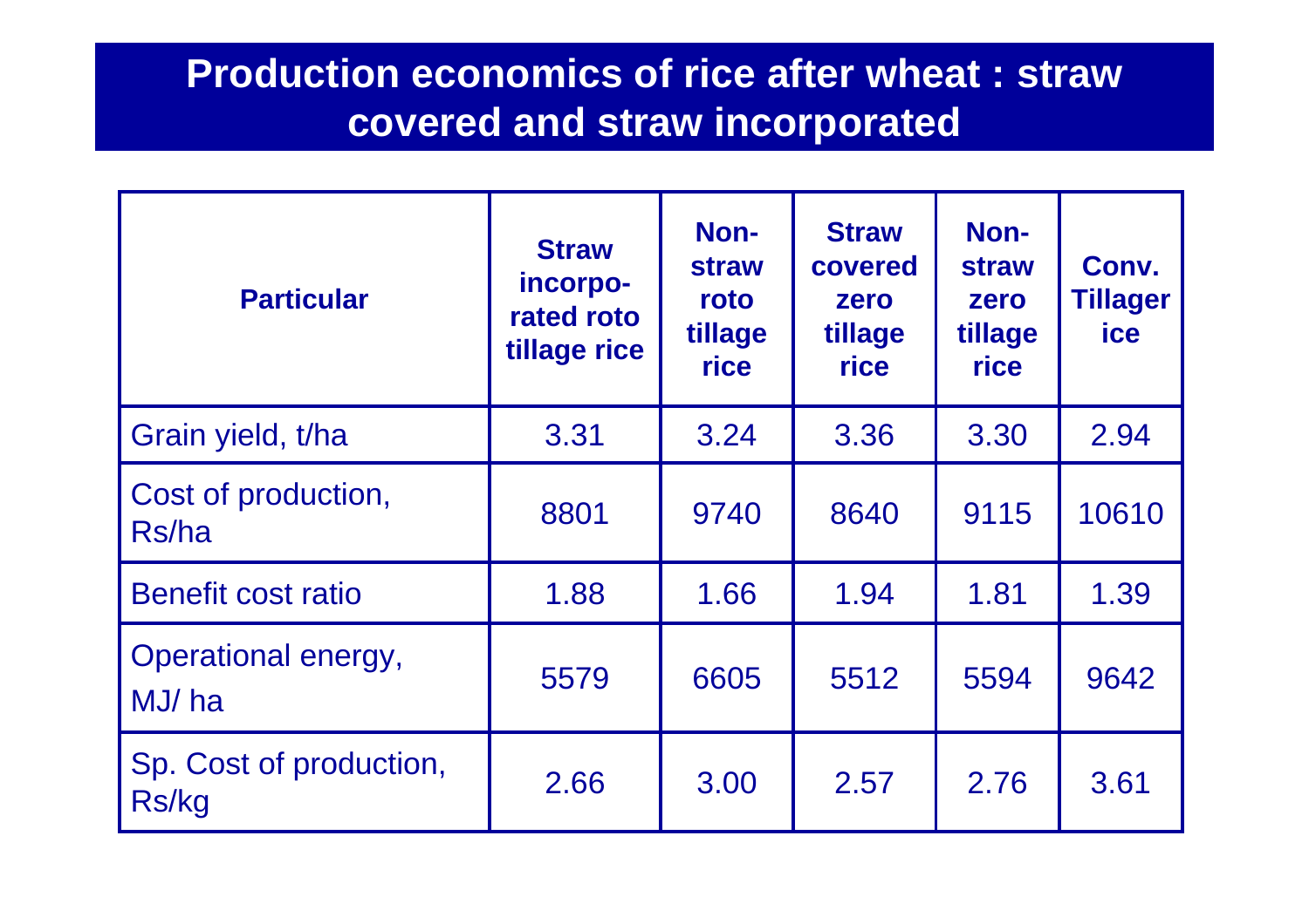# Production economics of rice after wheat : straw covered and straw incorporated

| Particular | Straw incorpo-rated roto tillage rice | Non-straw roto tillage rice | Straw covered zero tillage rice | Non-straw zero tillage rice | Conv. Tillagerice |
|---|---|---|---|---|---|
| Grain yield, t/ha | 3.31 | 3.24 | 3.36 | 3.30 | 2.94 |
| Cost of production, Rs/ha | 8801 | 9740 | 8640 | 9115 | 10610 |
| Benefit cost ratio | 1.88 | 1.66 | 1.94 | 1.81 | 1.39 |
| Operational energy, MJ/ ha | 5579 | 6605 | 5512 | 5594 | 9642 |
| Sp. Cost of production, Rs/kg | 2.66 | 3.00 | 2.57 | 2.76 | 3.61 |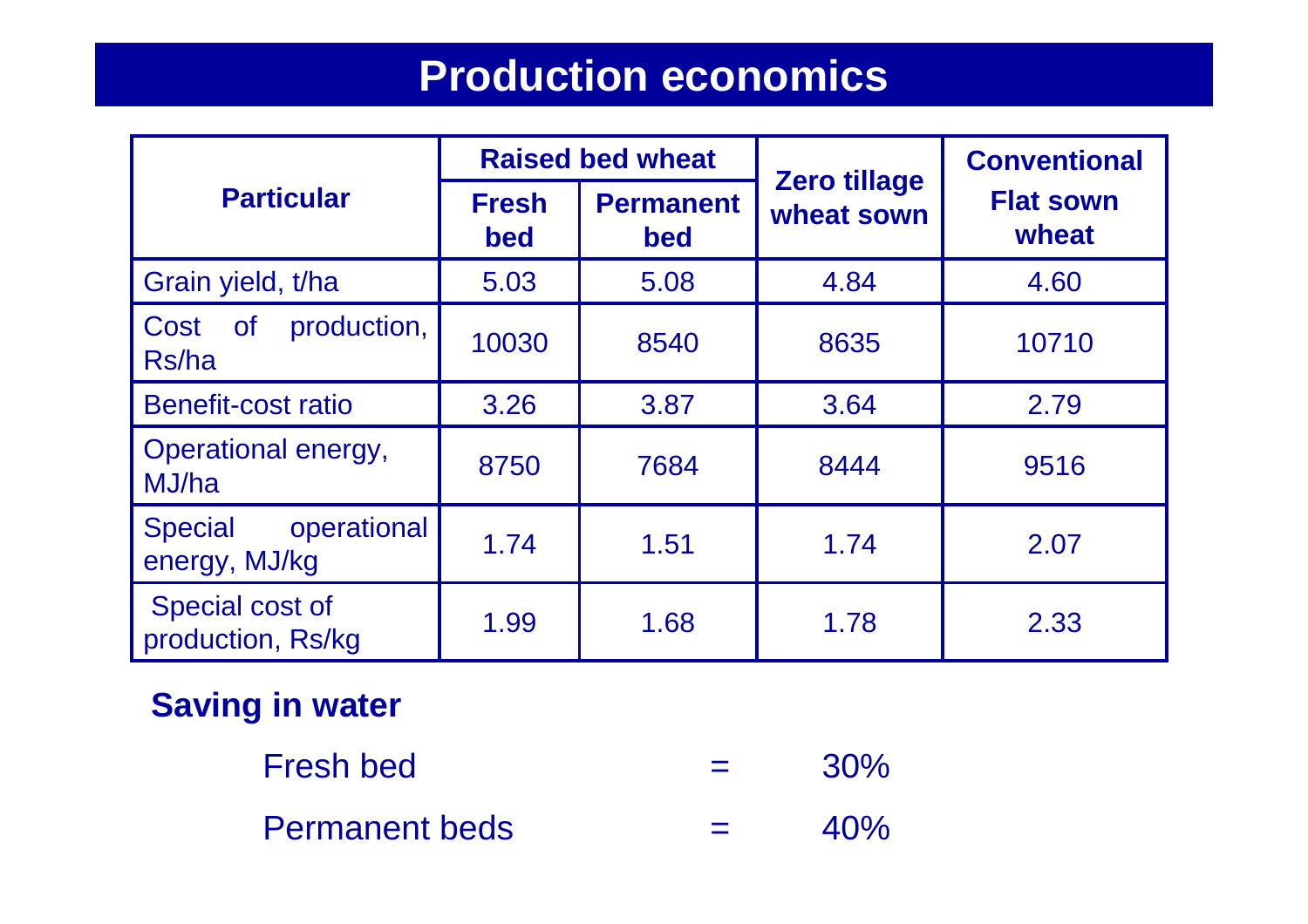# Production economics

| Particular | Raised bed wheat | | Zero tillage wheat sown | Conventional Flat sown wheat |
|---|---|---|---|---|
| | Fresh bed | Permanent bed | | |
| Grain yield, t/ha | 5.03 | 5.08 | 4.84 | 4.60 |
| Cost of production, Rs/ha | 10030 | 8540 | 8635 | 10710 |
| Benefit-cost ratio | 3.26 | 3.87 | 3.64 | 2.79 |
| Operational energy, MJ/ha | 8750 | 7684 | 8444 | 9516 |
| Special operational energy, MJ/kg | 1.74 | 1.51 | 1.74 | 2.07 |
| Special cost of production, Rs/kg | 1.99 | 1.68 | 1.78 | 2.33 |

**Saving in water**

Fresh bed = 30%

Permanent beds = 40%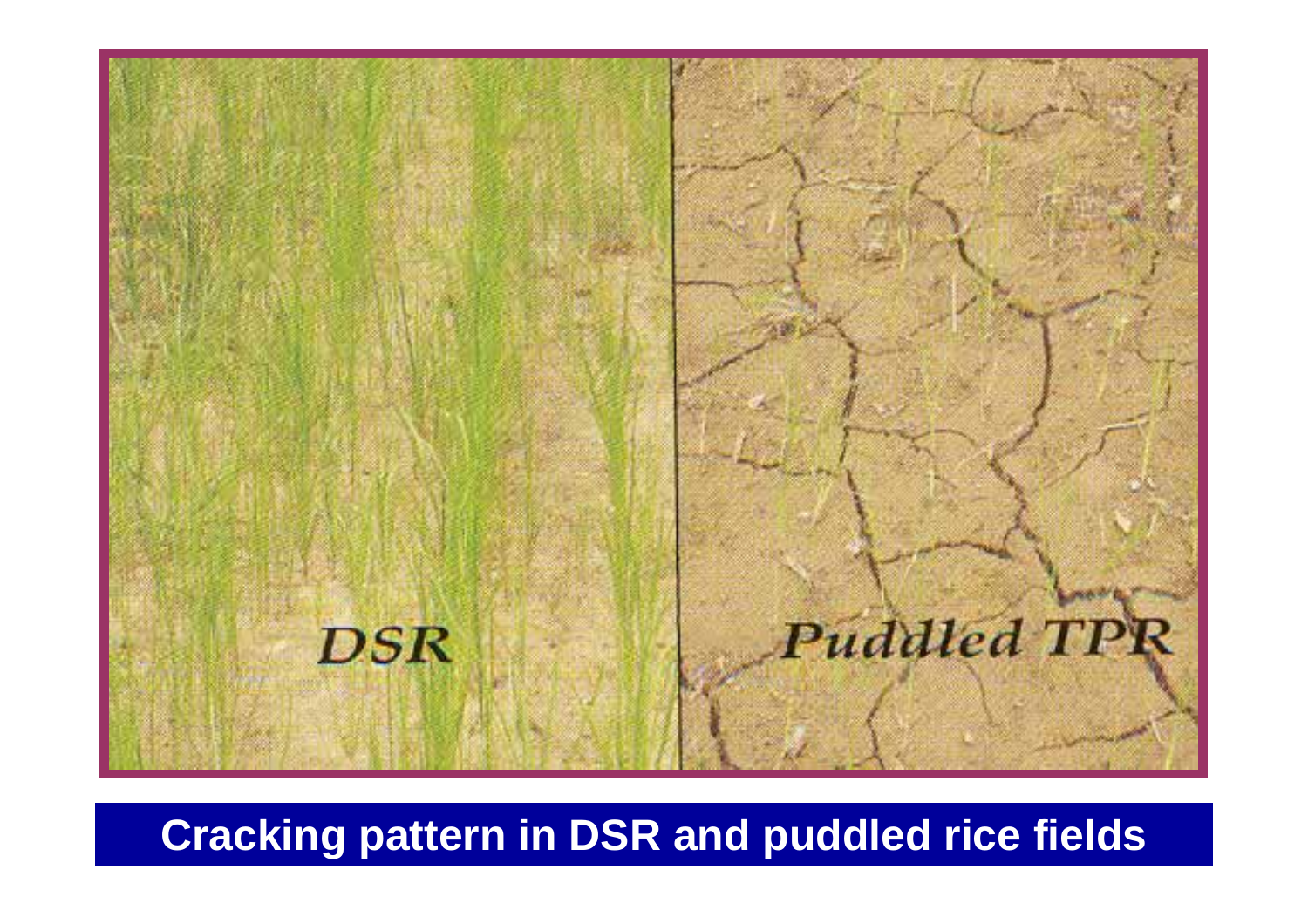DSR

Puddled TPR

**Cracking pattern in DSR and puddled rice fields**